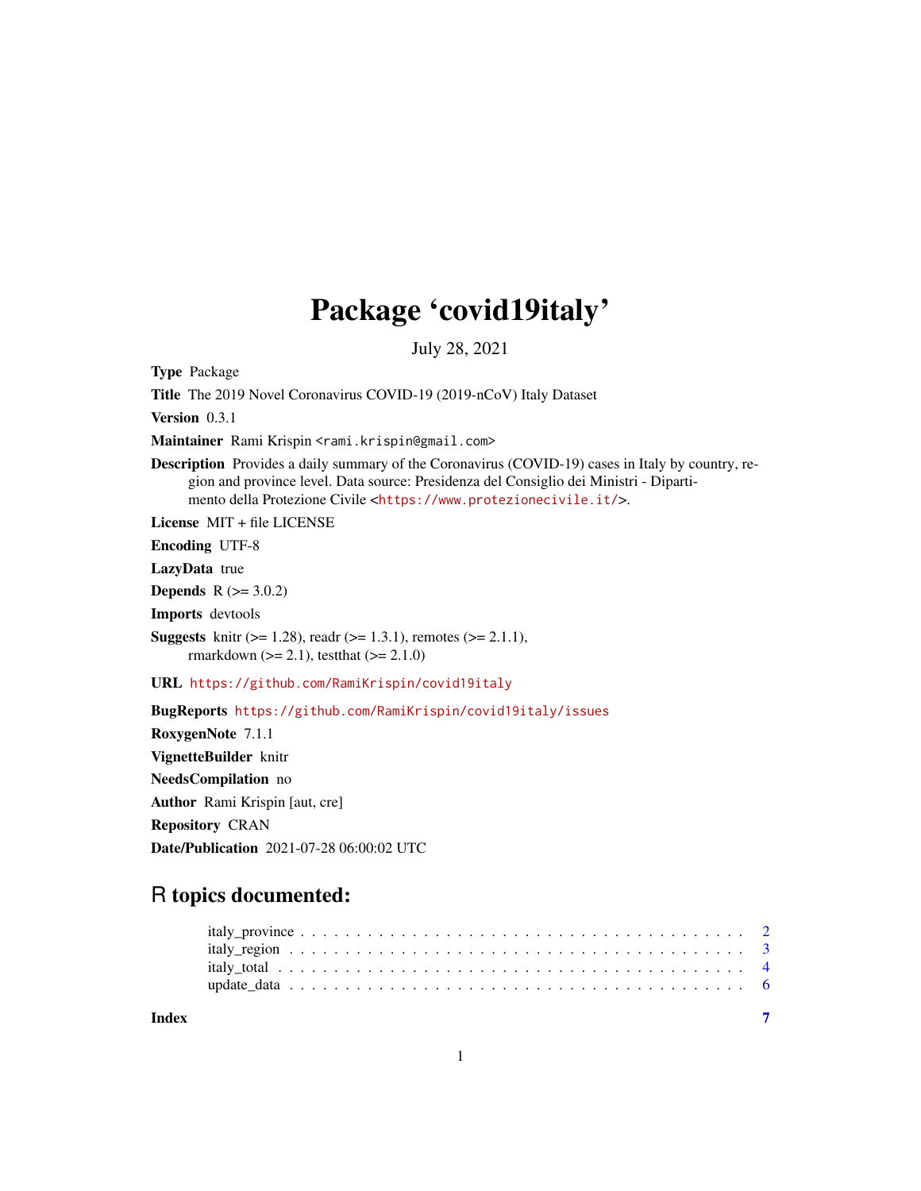# Package 'covid19italy'

July 28, 2021

**Type** Package

**Title** The 2019 Novel Coronavirus COVID-19 (2019-nCoV) Italy Dataset

**Version** 0.3.1

**Maintainer** Rami Krispin <rami.krispin@gmail.com>

**Description** Provides a daily summary of the Coronavirus (COVID-19) cases in Italy by country, region and province level. Data source: Presidenza del Consiglio dei Ministri - Dipartimento della Protezione Civile <https://www.protezionecivile.it/>.

**License** MIT + file LICENSE

**Encoding** UTF-8

**LazyData** true

**Depends** R (>= 3.0.2)

**Imports** devtools

**Suggests** knitr (>= 1.28), readr (>= 1.3.1), remotes (>= 2.1.1), rmarkdown (>= 2.1), testthat (>= 2.1.0)

**URL** https://github.com/RamiKrispin/covid19italy

**BugReports** https://github.com/RamiKrispin/covid19italy/issues

**RoxygenNote** 7.1.1

**VignetteBuilder** knitr

**NeedsCompilation** no

**Author** Rami Krispin [aut, cre]

**Repository** CRAN

**Date/Publication** 2021-07-28 06:00:02 UTC

## R topics documented:

- italy_province . . . . . . . . . . . . . . . . . . . . . . . . . . . . . . . . . . . . . . . 2
- italy_region . . . . . . . . . . . . . . . . . . . . . . . . . . . . . . . . . . . . . . . 3
- italy_total . . . . . . . . . . . . . . . . . . . . . . . . . . . . . . . . . . . . . . . 4
- update_data . . . . . . . . . . . . . . . . . . . . . . . . . . . . . . . . . . . . . . . 6

**Index** 7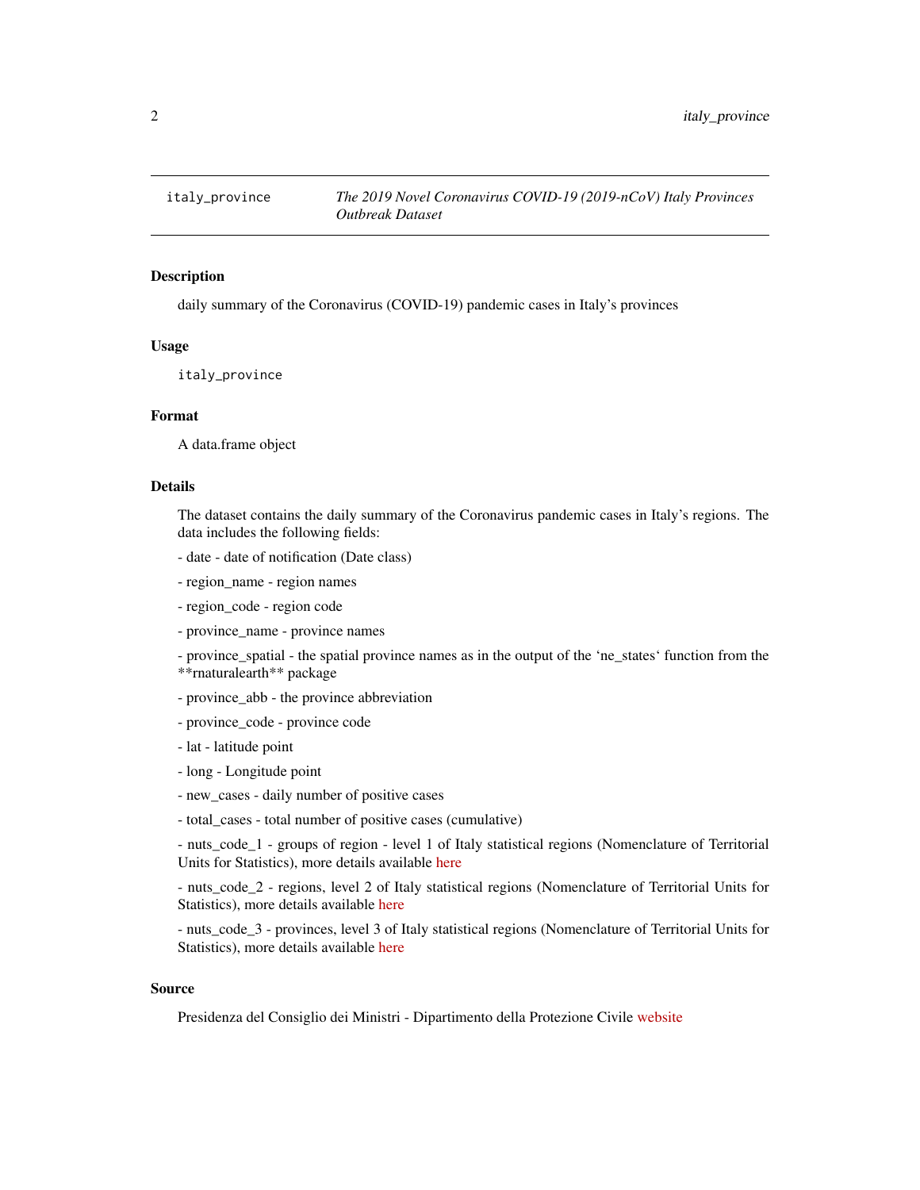italy_province — *The 2019 Novel Coronavirus COVID-19 (2019-nCoV) Italy Provinces Outbreak Dataset*

## Description

daily summary of the Coronavirus (COVID-19) pandemic cases in Italy's provinces

## Usage

```
italy_province
```

## Format

A data.frame object

## Details

The dataset contains the daily summary of the Coronavirus pandemic cases in Italy's regions. The data includes the following fields:

- date - date of notification (Date class)

- region_name - region names

- region_code - region code

- province_name - province names

- province_spatial - the spatial province names as in the output of the 'ne_states' function from the **rnaturalearth** package

- province_abb - the province abbreviation

- province_code - province code

- lat - latitude point

- long - Longitude point

- new_cases - daily number of positive cases

- total_cases - total number of positive cases (cumulative)

- nuts_code_1 - groups of region - level 1 of Italy statistical regions (Nomenclature of Territorial Units for Statistics), more details available here

- nuts_code_2 - regions, level 2 of Italy statistical regions (Nomenclature of Territorial Units for Statistics), more details available here

- nuts_code_3 - provinces, level 3 of Italy statistical regions (Nomenclature of Territorial Units for Statistics), more details available here

## Source

Presidenza del Consiglio dei Ministri - Dipartimento della Protezione Civile website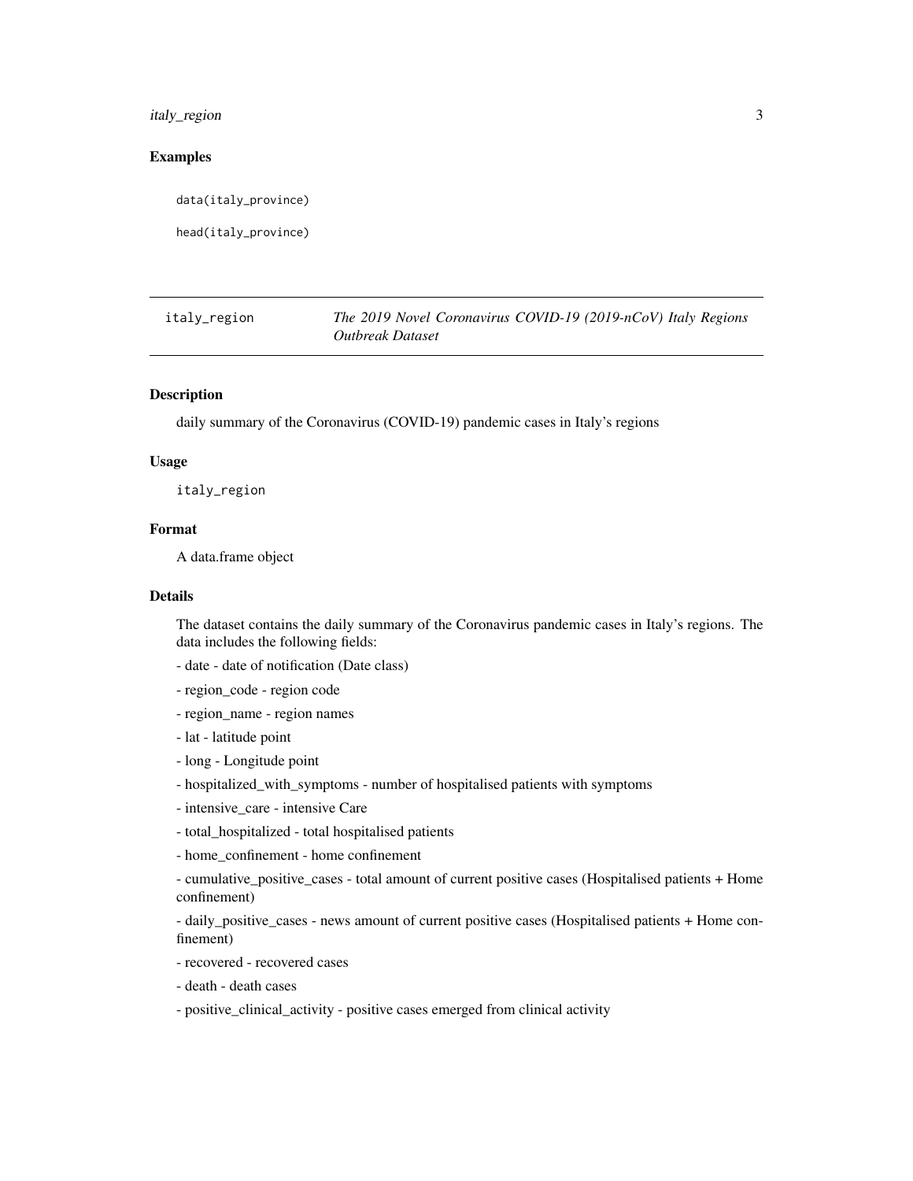### Examples

```
data(italy_province)

head(italy_province)
```

---

## italy_region — *The 2019 Novel Coronavirus COVID-19 (2019-nCoV) Italy Regions Outbreak Dataset*

### Description

daily summary of the Coronavirus (COVID-19) pandemic cases in Italy's regions

### Usage

```
italy_region
```

### Format

A data.frame object

### Details

The dataset contains the daily summary of the Coronavirus pandemic cases in Italy's regions. The data includes the following fields:

- date - date of notification (Date class)

- region_code - region code

- region_name - region names

- lat - latitude point

- long - Longitude point

- hospitalized_with_symptoms - number of hospitalised patients with symptoms

- intensive_care - intensive Care

- total_hospitalized - total hospitalised patients

- home_confinement - home confinement

- cumulative_positive_cases - total amount of current positive cases (Hospitalised patients + Home confinement)

- daily_positive_cases - news amount of current positive cases (Hospitalised patients + Home confinement)

- recovered - recovered cases

- death - death cases

- positive_clinical_activity - positive cases emerged from clinical activity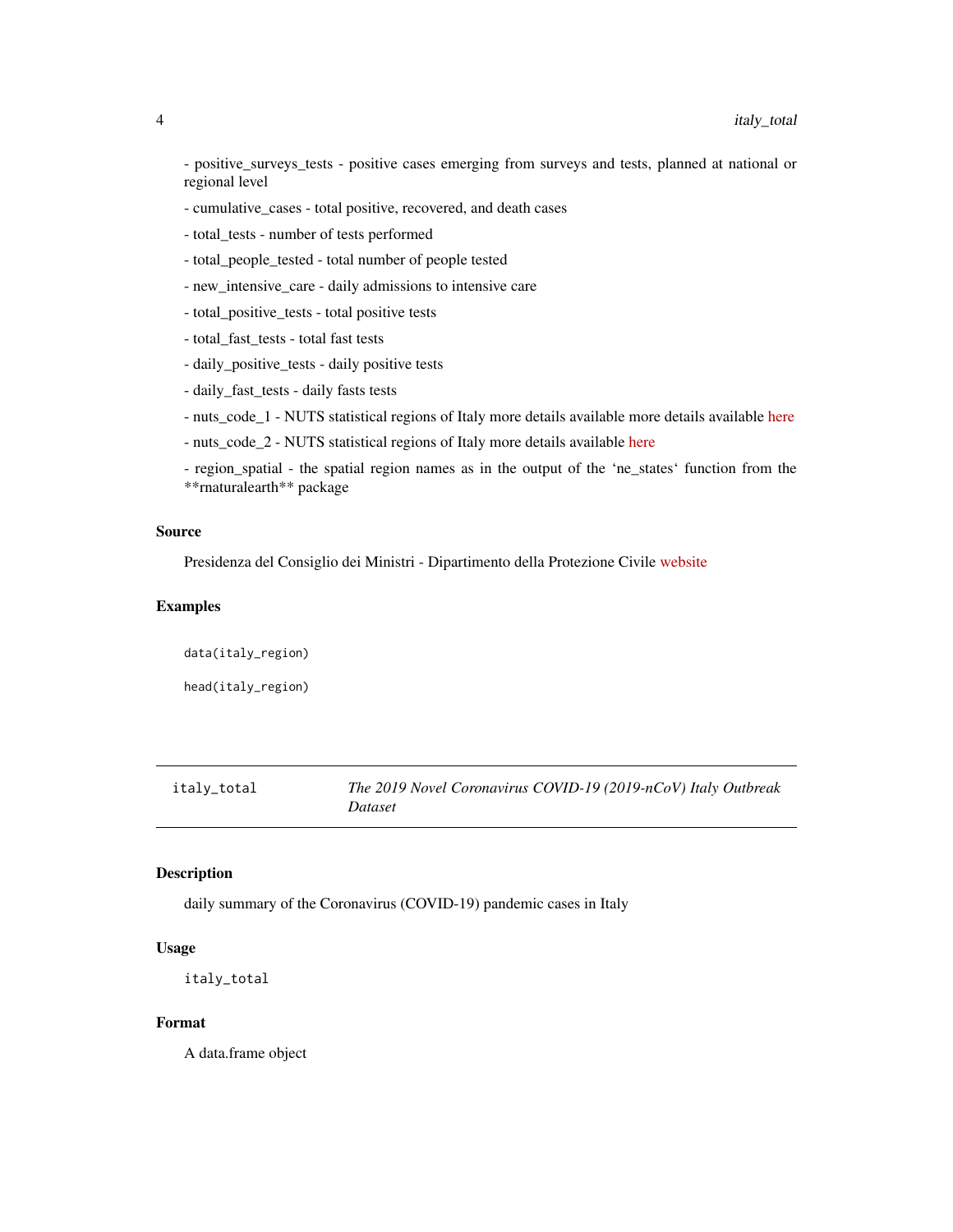- positive_surveys_tests - positive cases emerging from surveys and tests, planned at national or regional level

- cumulative_cases - total positive, recovered, and death cases

- total_tests - number of tests performed

- total_people_tested - total number of people tested

- new_intensive_care - daily admissions to intensive care

- total_positive_tests - total positive tests

- total_fast_tests - total fast tests

- daily_positive_tests - daily positive tests

- daily_fast_tests - daily fasts tests

- nuts_code_1 - NUTS statistical regions of Italy more details available more details available here

- nuts_code_2 - NUTS statistical regions of Italy more details available here

- region_spatial - the spatial region names as in the output of the 'ne_states' function from the **rnaturalearth** package

### Source

Presidenza del Consiglio dei Ministri - Dipartimento della Protezione Civile website

### Examples

```
data(italy_region)

head(italy_region)
```

---

## italy_total — *The 2019 Novel Coronavirus COVID-19 (2019-nCoV) Italy Outbreak Dataset*

### Description

daily summary of the Coronavirus (COVID-19) pandemic cases in Italy

### Usage

```
italy_total
```

### Format

A data.frame object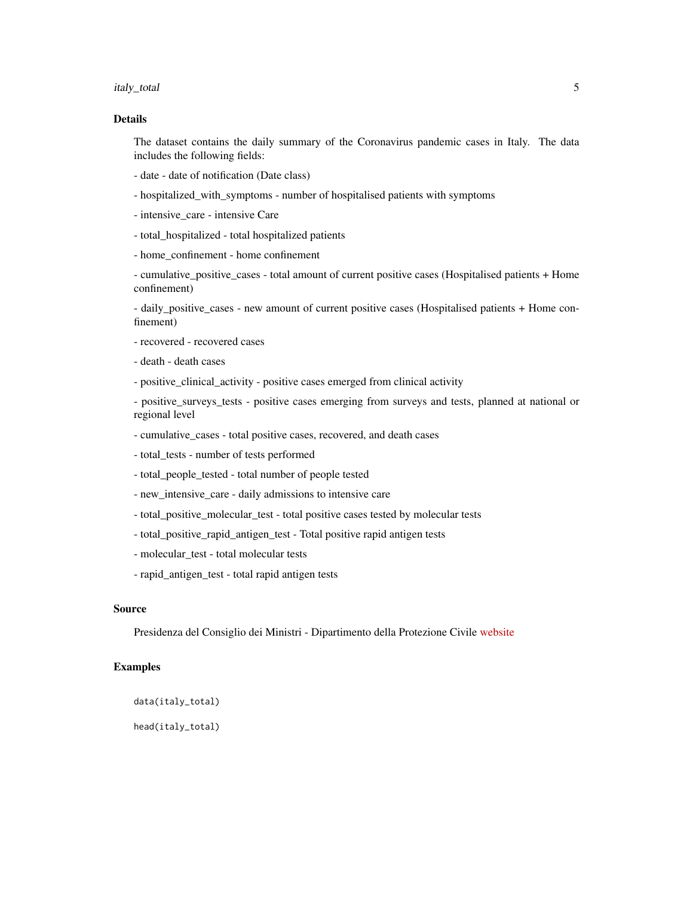## Details

The dataset contains the daily summary of the Coronavirus pandemic cases in Italy. The data includes the following fields:

- date - date of notification (Date class)

- hospitalized_with_symptoms - number of hospitalised patients with symptoms

- intensive_care - intensive Care

- total_hospitalized - total hospitalized patients

- home_confinement - home confinement

- cumulative_positive_cases - total amount of current positive cases (Hospitalised patients + Home confinement)

- daily_positive_cases - new amount of current positive cases (Hospitalised patients + Home confinement)

- recovered - recovered cases

- death - death cases

- positive_clinical_activity - positive cases emerged from clinical activity

- positive_surveys_tests - positive cases emerging from surveys and tests, planned at national or regional level

- cumulative_cases - total positive cases, recovered, and death cases

- total_tests - number of tests performed

- total_people_tested - total number of people tested

- new_intensive_care - daily admissions to intensive care

- total_positive_molecular_test - total positive cases tested by molecular tests

- total_positive_rapid_antigen_test - Total positive rapid antigen tests

- molecular_test - total molecular tests

- rapid_antigen_test - total rapid antigen tests

## Source

Presidenza del Consiglio dei Ministri - Dipartimento della Protezione Civile website

## Examples

```
data(italy_total)

head(italy_total)
```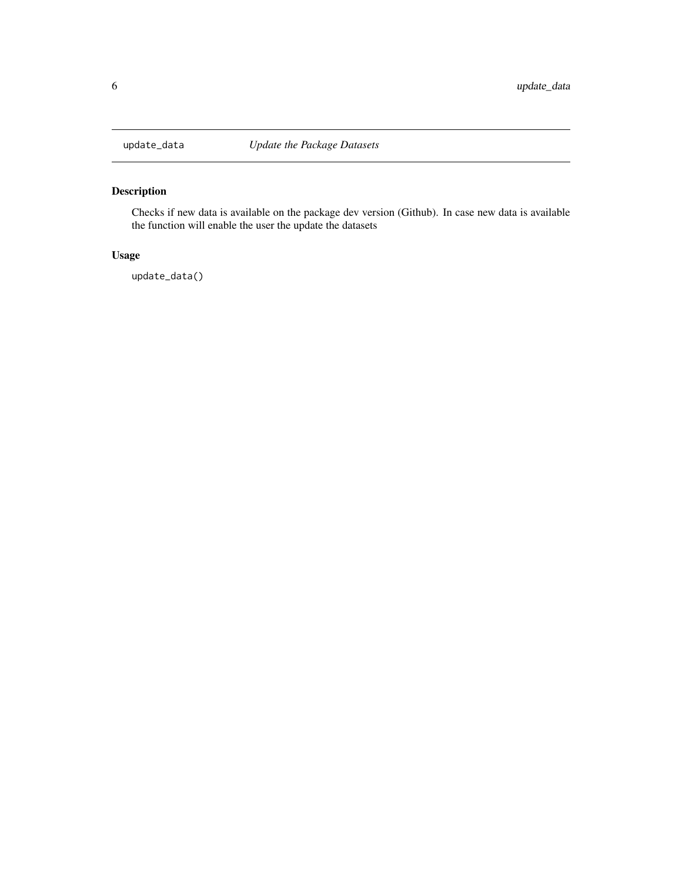## update_data *Update the Package Datasets*

### Description

Checks if new data is available on the package dev version (Github). In case new data is available the function will enable the user the update the datasets

### Usage

```
update_data()
```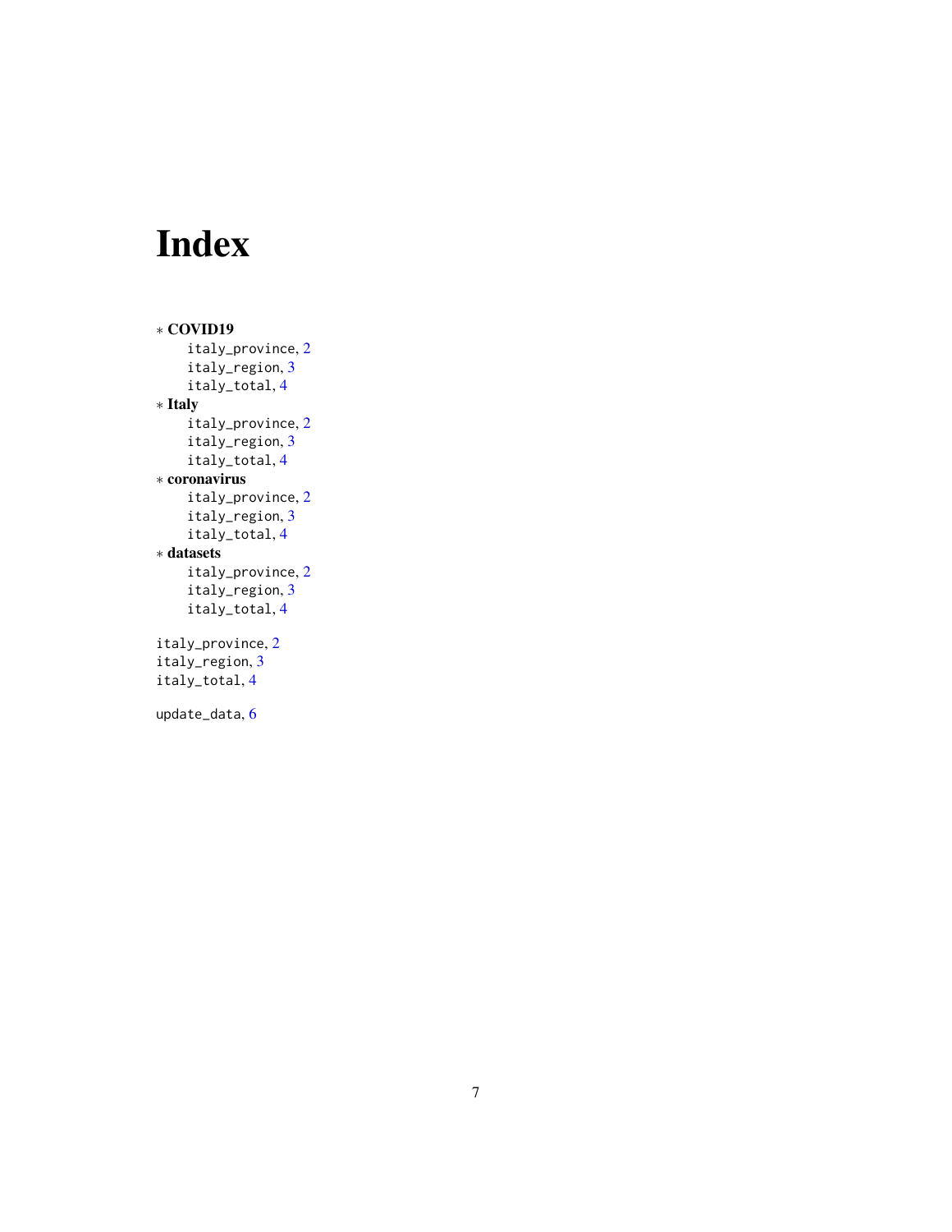# Index

∗ **COVID19**
  italy_province, 2
  italy_region, 3
  italy_total, 4

∗ **Italy**
  italy_province, 2
  italy_region, 3
  italy_total, 4

∗ **coronavirus**
  italy_province, 2
  italy_region, 3
  italy_total, 4

∗ **datasets**
  italy_province, 2
  italy_region, 3
  italy_total, 4

italy_province, 2
italy_region, 3
italy_total, 4

update_data, 6